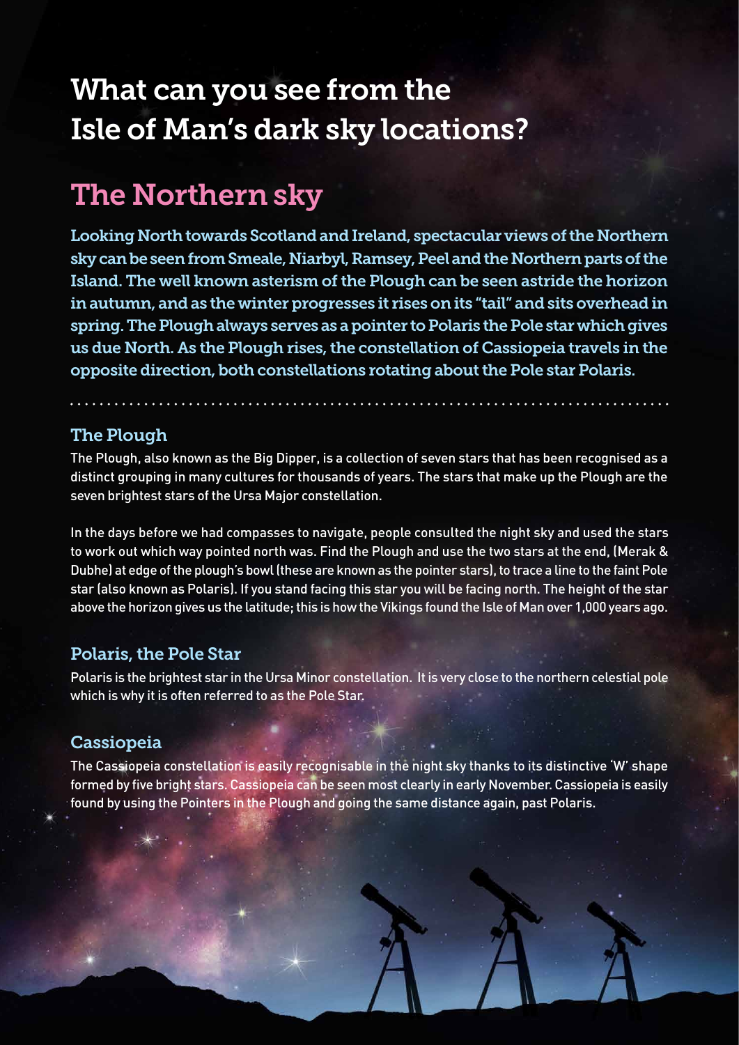# What can you see from the Isle of Man's dark sky locations?

## The Northern sky

Looking North towards Scotland and Ireland, spectacular views of the Northern sky can be seen from Smeale, Niarbyl, Ramsey, Peel and the Northern parts of the Island. The well known asterism of the Plough can be seen astride the horizon in autumn, and as the winter progresses it rises on its "tail" and sits overhead in spring. The Plough always serves as a pointer to Polaris the Pole star which gives us due North. As the Plough rises, the constellation of Cassiopeia travels in the opposite direction, both constellations rotating about the Pole star Polaris.

### The Plough

The Plough, also known as the Big Dipper, is a collection of seven stars that has been recognised as a distinct grouping in many cultures for thousands of years. The stars that make up the Plough are the seven brightest stars of the Ursa Major constellation.

In the days before we had compasses to navigate, people consulted the night sky and used the stars to work out which way pointed north was. Find the Plough and use the two stars at the end, (Merak & Dubhe) at edge of the plough's bowl (these are known as the pointer stars), to trace a line to the faint Pole star (also known as Polaris). If you stand facing this star you will be facing north. The height of the star above the horizon gives us the latitude; this is how the Vikings found the Isle of Man over 1,000 years ago.

### Polaris, the Pole Star

Polaris is the brightest star in the Ursa Minor constellation. It is very close to the northern celestial pole which is why it is often referred to as the Pole Star.

### Cassiopeia

The Cassiopeia constellation is easily recognisable in the night sky thanks to its distinctive 'W' shape formed by five bright stars. Cassiopeia can be seen most clearly in early November. Cassiopeia is easily found by using the Pointers in the Plough and going the same distance again, past Polaris.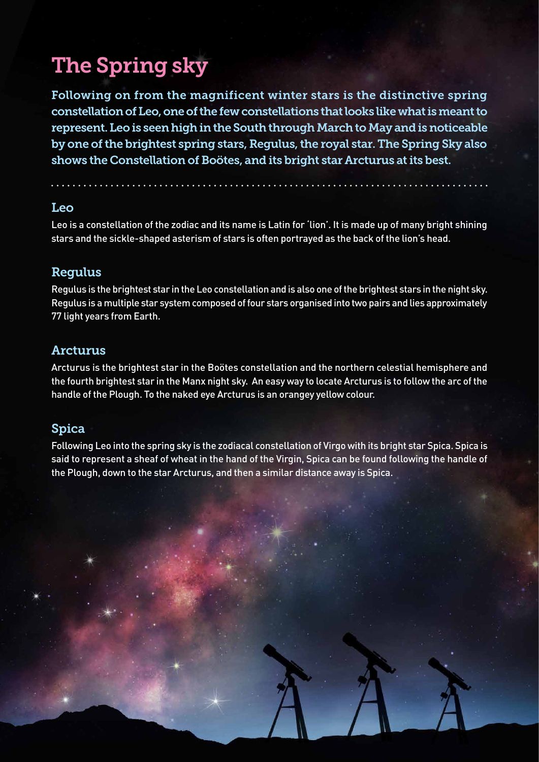# The Spring sky

Following on from the magnificent winter stars is the distinctive spring constellation of Leo, one of the few constellations that looks like what is meant to represent. Leo is seen high in the South through March to May and is noticeable by one of the brightest spring stars, Regulus, the royal star. The Spring Sky also shows the Constellation of Boötes, and its bright star Arcturus at its best.

## Leo

Leo is a constellation of the zodiac and its name is Latin for 'lion'. It is made up of many bright shining stars and the sickle-shaped asterism of stars is often portrayed as the back of the lion's head.

## Regulus

Regulus is the brightest star in the Leo constellation and is also one of the brightest stars in the night sky. Regulus is a multiple star system composed of four stars organised into two pairs and lies approximately 77 light years from Earth.

## Arcturus

Arcturus is the brightest star in the Boötes constellation and the northern celestial hemisphere and the fourth brightest star in the Manx night sky. An easy way to locate Arcturus is to follow the arc of the handle of the Plough. To the naked eye Arcturus is an orangey yellow colour.

## Spica

Following Leo into the spring sky is the zodiacal constellation of Virgo with its bright star Spica. Spica is said to represent a sheaf of wheat in the hand of the Virgin, Spica can be found following the handle of the Plough, down to the star Arcturus, and then a similar distance away is Spica.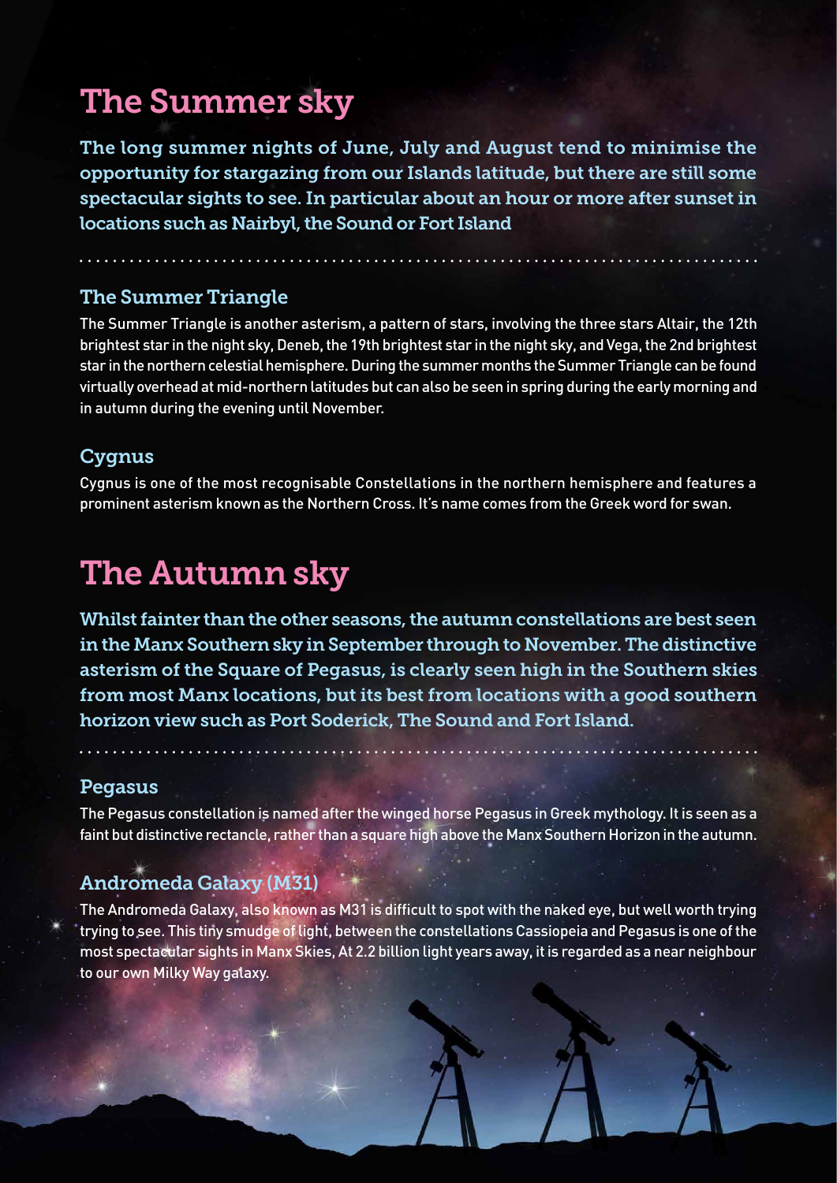# The Summer sky

The long summer nights of June, July and August tend to minimise the opportunity for stargazing from our Islands latitude, but there are still some spectacular sights to see. In particular about an hour or more after sunset in locations such as Nairbyl, the Sound or Fort Island

## The Summer Triangle

The Summer Triangle is another asterism, a pattern of stars, involving the three stars Altair, the 12th brightest star in the night sky, Deneb, the 19th brightest star in the night sky, and Vega, the 2nd brightest star in the northern celestial hemisphere. During the summer months the Summer Triangle can be found virtually overhead at mid-northern latitudes but can also be seen in spring during the early morning and in autumn during the evening until November.

## Cygnus

Cygnus is one of the most recognisable Constellations in the northern hemisphere and features a prominent asterism known as the Northern Cross. It's name comes from the Greek word for swan.

# The Autumn sky

Whilst fainter than the other seasons, the autumn constellations are best seen in the Manx Southern sky in September through to November. The distinctive asterism of the Square of Pegasus, is clearly seen high in the Southern skies from most Manx locations, but its best from locations with a good southern horizon view such as Port Soderick, The Sound and Fort Island.

## Pegasus

The Pegasus constellation is named after the winged horse Pegasus in Greek mythology. It is seen as a faint but distinctive rectancle, rather than a square high above the Manx Southern Horizon in the autumn.

## Andromeda Galaxy (M31)

The Andromeda Galaxy, also known as M31 is difficult to spot with the naked eye, but well worth trying trying to see. This tiny smudge of light, between the constellations Cassiopeia and Pegasus is one of the most spectacular sights in Manx Skies, At 2.2 billion light years away, it is regarded as a near neighbour to our own Milky Way galaxy.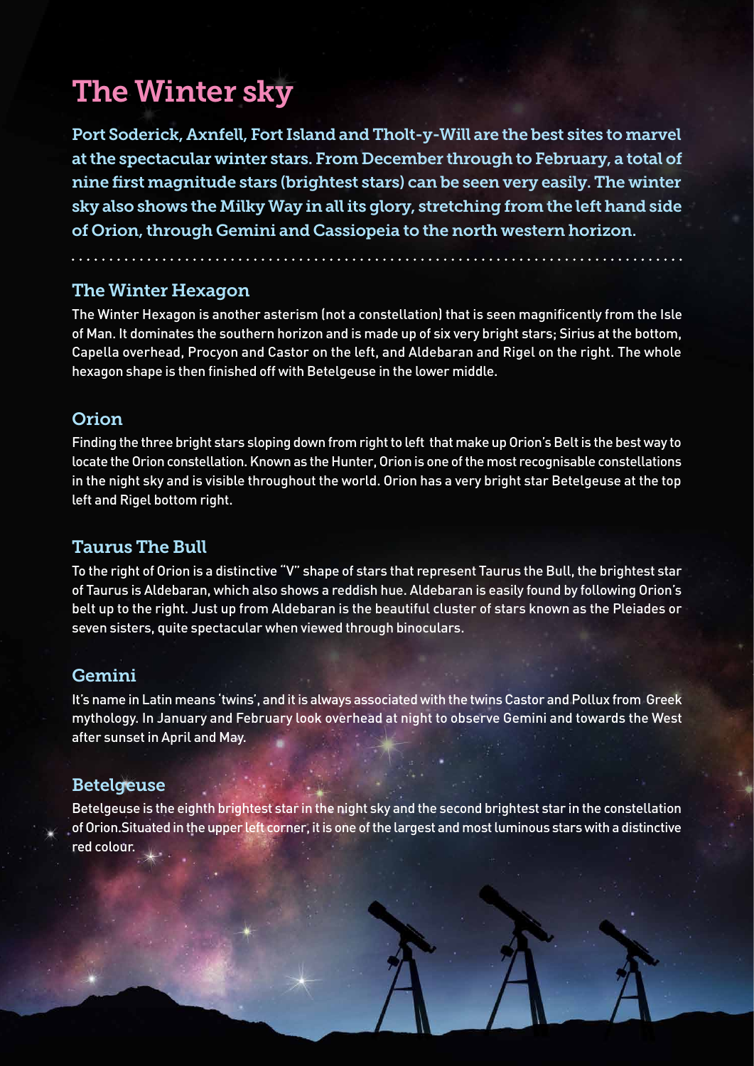# The Winter sky

Port Soderick, Axnfell, Fort Island and Tholt-y-Will are the best sites to marvel at the spectacular winter stars. From December through to February, a total of nine first magnitude stars (brightest stars) can be seen very easily. The winter sky also shows the Milky Way in all its glory, stretching from the left hand side of Orion, through Gemini and Cassiopeia to the north western horizon.

## The Winter Hexagon

The Winter Hexagon is another asterism (not a constellation) that is seen magnificently from the Isle of Man. It dominates the southern horizon and is made up of six very bright stars; Sirius at the bottom, Capella overhead, Procyon and Castor on the left, and Aldebaran and Rigel on the right. The whole hexagon shape is then finished off with Betelgeuse in the lower middle.

## Orion

Finding the three bright stars sloping down from right to left that make up Orion's Belt is the best way to locate the Orion constellation. Known as the Hunter, Orion is one of the most recognisable constellations in the night sky and is visible throughout the world. Orion has a very bright star Betelgeuse at the top left and Rigel bottom right.

## Taurus The Bull

To the right of Orion is a distinctive "V" shape of stars that represent Taurus the Bull, the brightest star of Taurus is Aldebaran, which also shows a reddish hue. Aldebaran is easily found by following Orion's belt up to the right. Just up from Aldebaran is the beautiful cluster of stars known as the Pleiades or seven sisters, quite spectacular when viewed through binoculars.

## Gemini

It's name in Latin means 'twins', and it is always associated with the twins Castor and Pollux from Greek mythology. In January and February look overhead at night to observe Gemini and towards the West after sunset in April and May.

## Betelgeuse

Betelgeuse is the eighth brightest star in the night sky and the second brightest star in the constellation of Orion.Situated in the upper left corner, it is one of the largest and most luminous stars with a distinctive red colour.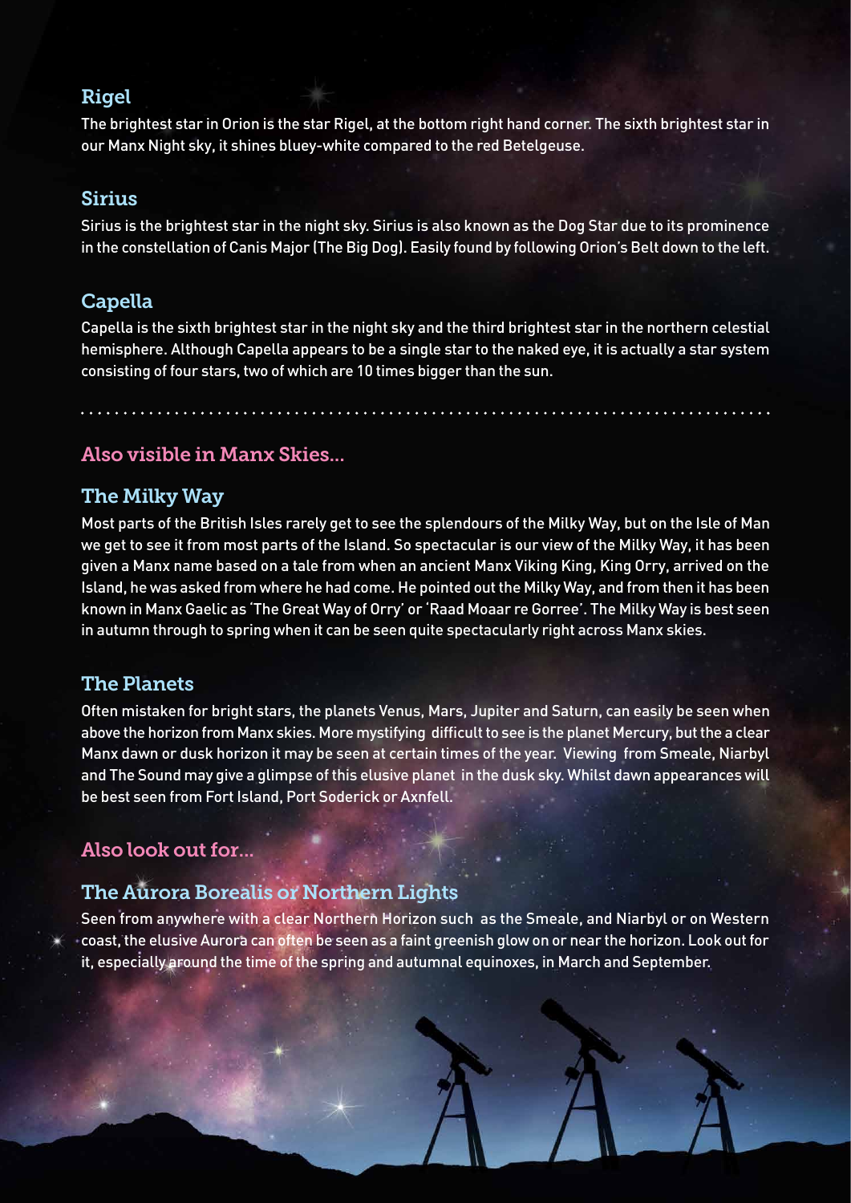## Rigel

The brightest star in Orion is the star Rigel, at the bottom right hand corner. The sixth brightest star in our Manx Night sky, it shines bluey-white compared to the red Betelgeuse.

## Sirius

Sirius is the brightest star in the night sky. Sirius is also known as the Dog Star due to its prominence in the constellation of Canis Major (The Big Dog). Easily found by following Orion's Belt down to the left.

## Capella

Capella is the sixth brightest star in the night sky and the third brightest star in the northern celestial hemisphere. Although Capella appears to be a single star to the naked eye, it is actually a star system consisting of four stars, two of which are 10 times bigger than the sun.

---

# Also visible in Manx Skies...

## The Milky Way

Most parts of the British Isles rarely get to see the splendours of the Milky Way, but on the Isle of Man we get to see it from most parts of the Island. So spectacular is our view of the Milky Way, it has been given a Manx name based on a tale from when an ancient Manx Viking King, King Orry, arrived on the Island, he was asked from where he had come. He pointed out the Milky Way, and from then it has been known in Manx Gaelic as 'The Great Way of Orry' or 'Raad Moaar re Gorree'. The Milky Way is best seen in autumn through to spring when it can be seen quite spectacularly right across Manx skies.

## The Planets

Often mistaken for bright stars, the planets Venus, Mars, Jupiter and Saturn, can easily be seen when above the horizon from Manx skies. More mystifying difficult to see is the planet Mercury, but the a clear Manx dawn or dusk horizon it may be seen at certain times of the year. Viewing from Smeale, Niarbyl and The Sound may give a glimpse of this elusive planet in the dusk sky. Whilst dawn appearances will be best seen from Fort Island, Port Soderick or Axnfell.

# Also look out for...

## The Aurora Borealis or Northern Lights

Seen from anywhere with a clear Northern Horizon such as the Smeale, and Niarbyl or on Western coast, the elusive Aurora can often be seen as a faint greenish glow on or near the horizon. Look out for it, especially around the time of the spring and autumnal equinoxes, in March and September.